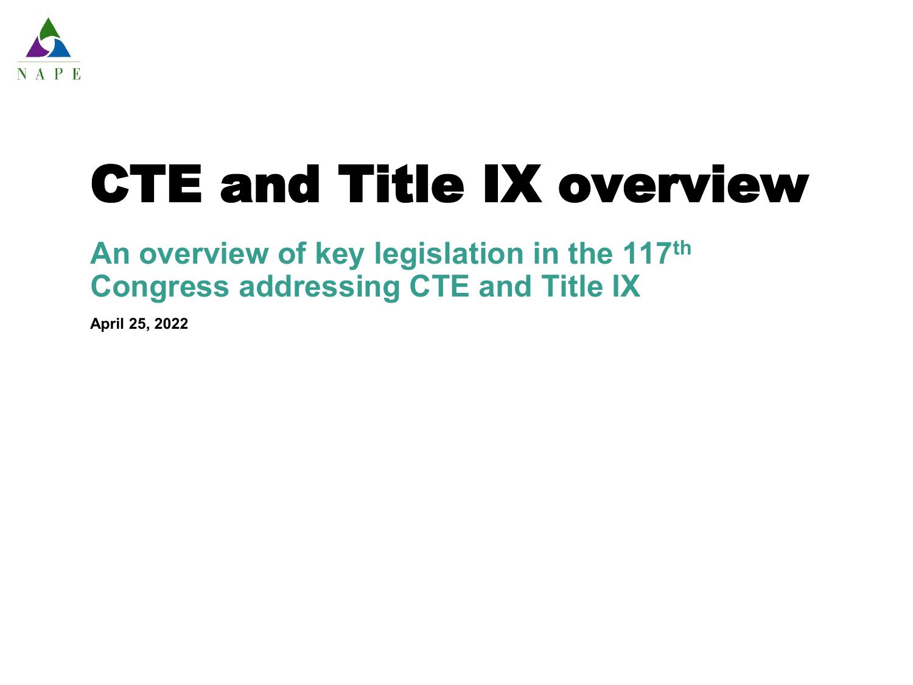NAPE

# CTE and Title IX overview

## An overview of key legislation in the 117th Congress addressing CTE and Title IX

**April 25, 2022**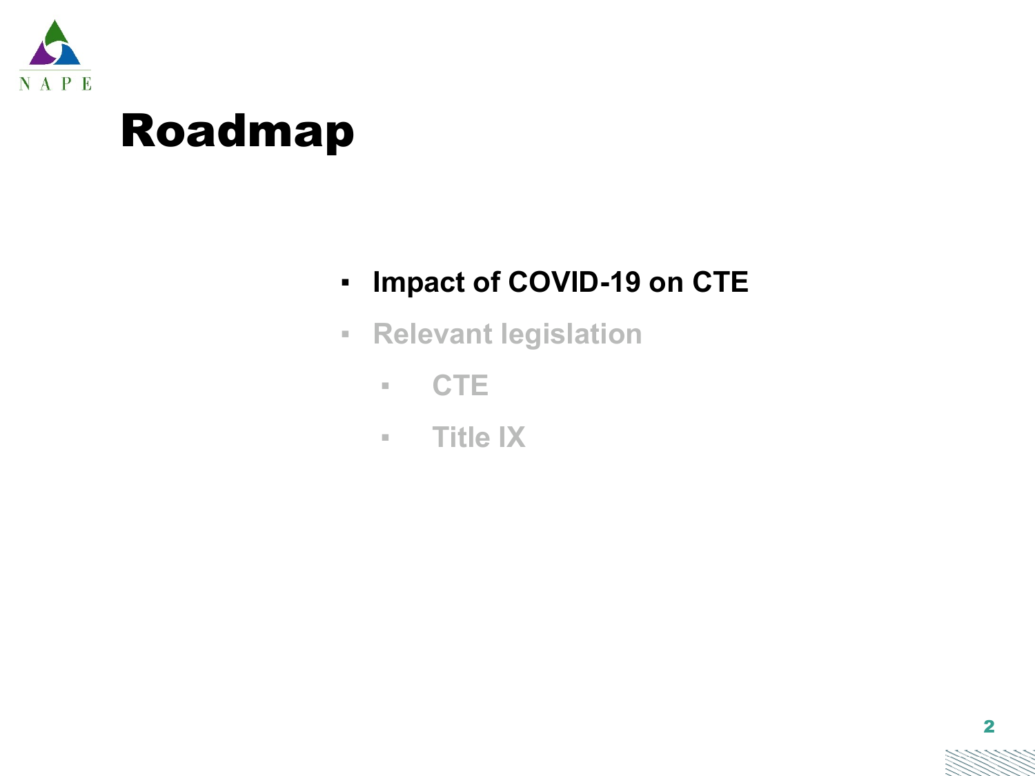# Roadmap

- **Impact of COVID-19 on CTE**
- Relevant legislation
  - CTE
  - Title IX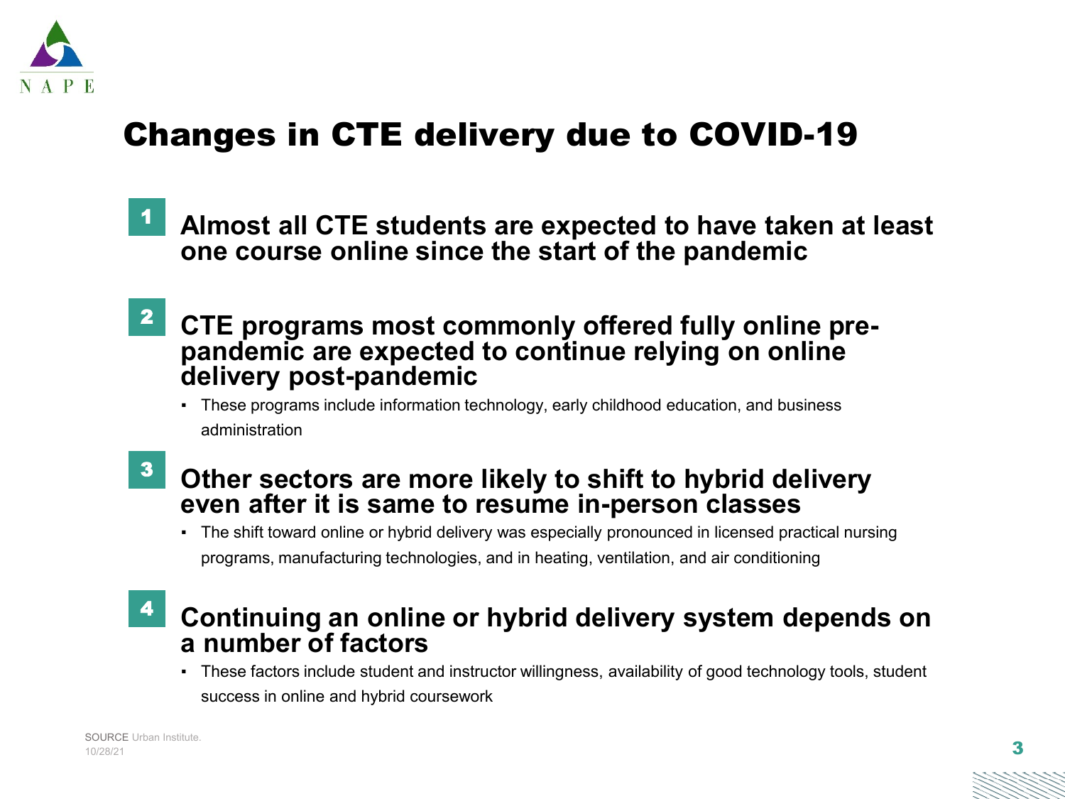# Changes in CTE delivery due to COVID-19

1. **Almost all CTE students are expected to have taken at least one course online since the start of the pandemic**

2. **CTE programs most commonly offered fully online pre-pandemic are expected to continue relying on online delivery post-pandemic**
   - These programs include information technology, early childhood education, and business administration

3. **Other sectors are more likely to shift to hybrid delivery even after it is same to resume in-person classes**
   - The shift toward online or hybrid delivery was especially pronounced in licensed practical nursing programs, manufacturing technologies, and in heating, ventilation, and air conditioning

4. **Continuing an online or hybrid delivery system depends on a number of factors**
   - These factors include student and instructor willingness, availability of good technology tools, student success in online and hybrid coursework

SOURCE Urban Institute.
10/28/21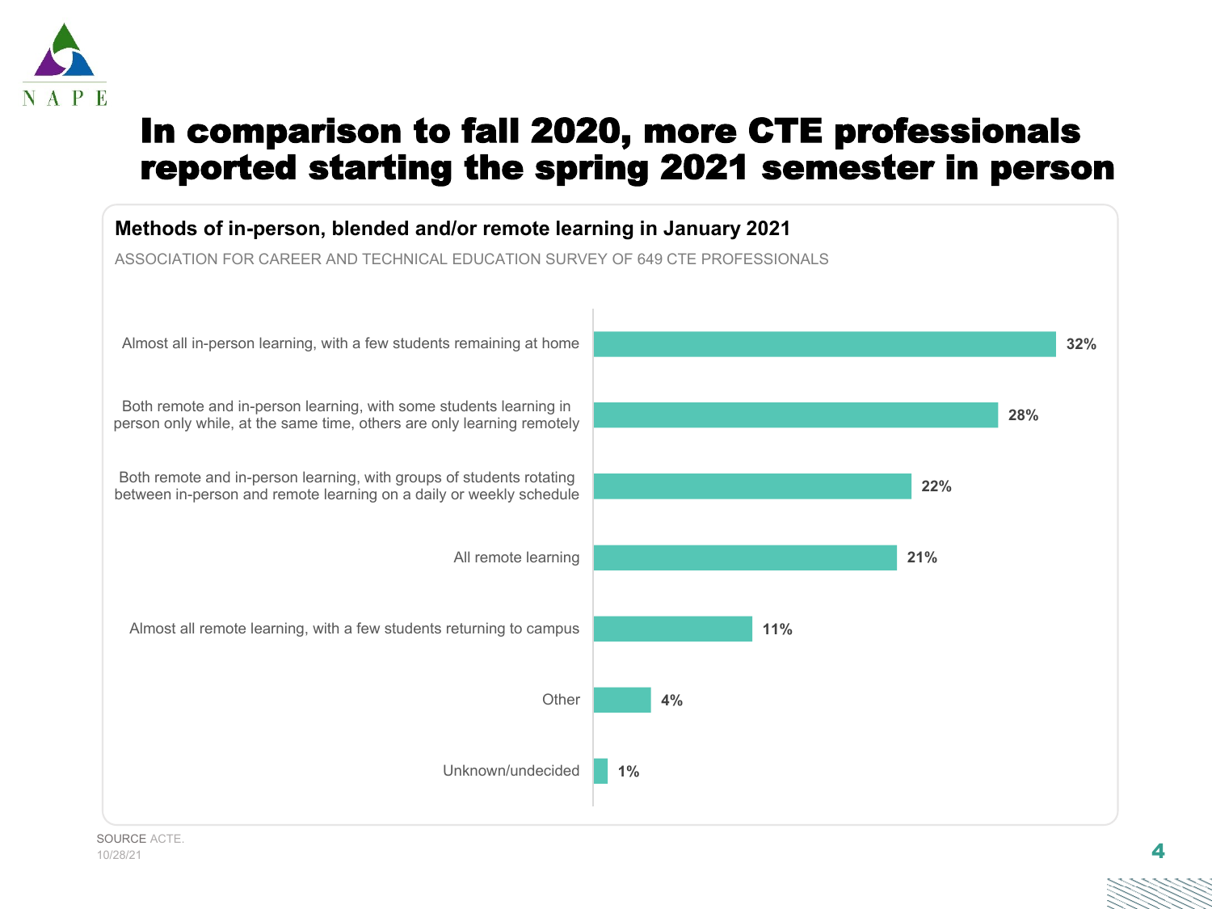# In comparison to fall 2020, more CTE professionals reported starting the spring 2021 semester in person

## Methods of in-person, blended and/or remote learning in January 2021

ASSOCIATION FOR CAREER AND TECHNICAL EDUCATION SURVEY OF 649 CTE PROFESSIONALS

| Method | Percent |
| --- | --- |
| Almost all in-person learning, with a few students remaining at home | 32% |
| Both remote and in-person learning, with some students learning in person only while, at the same time, others are only learning remotely | 28% |
| Both remote and in-person learning, with groups of students rotating between in-person and remote learning on a daily or weekly schedule | 22% |
| All remote learning | 21% |
| Almost all remote learning, with a few students returning to campus | 11% |
| Other | 4% |
| Unknown/undecided | 1% |

SOURCE ACTE.

10/28/21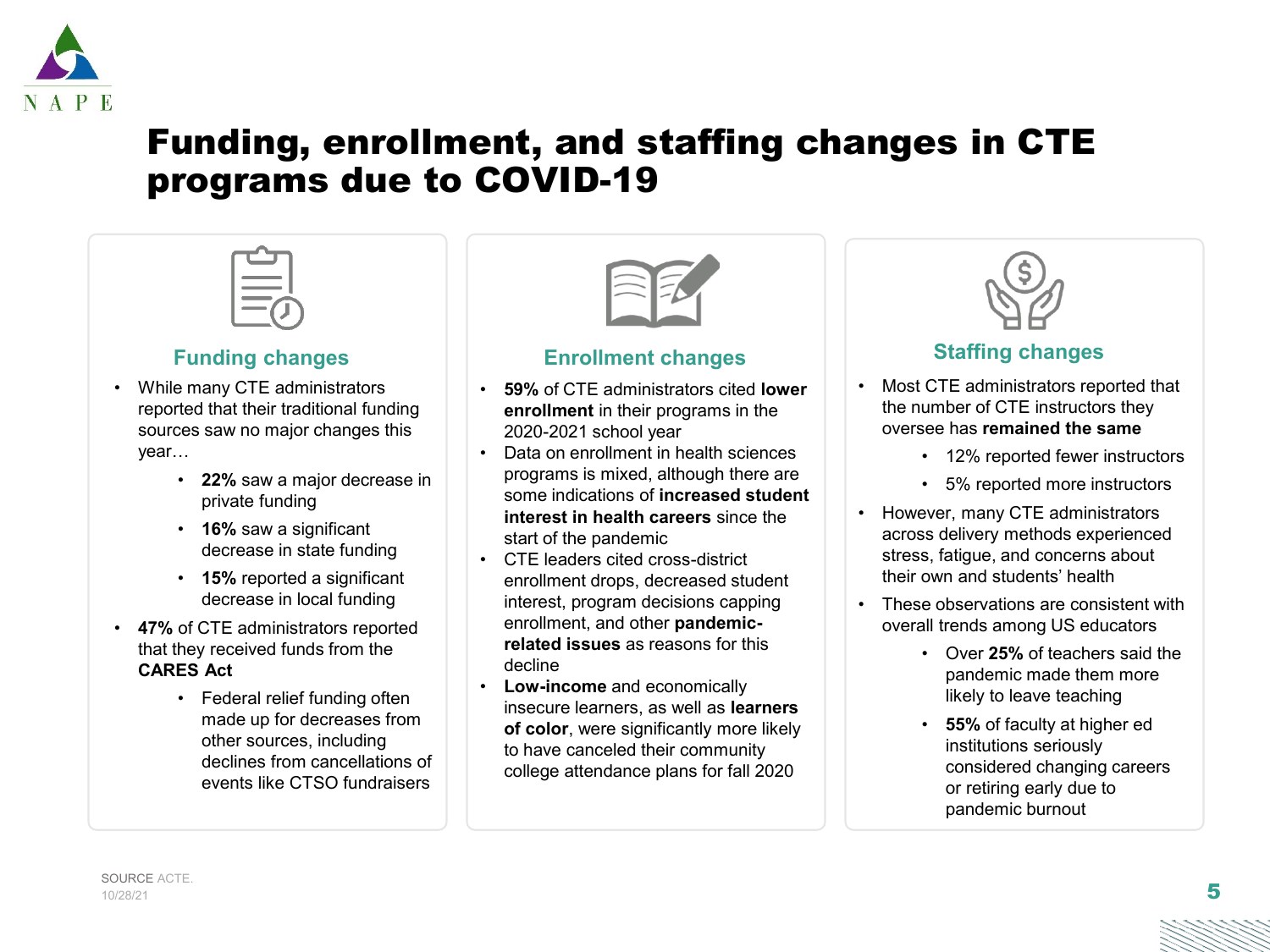# Funding, enrollment, and staffing changes in CTE programs due to COVID-19

## Funding changes

- While many CTE administrators reported that their traditional funding sources saw no major changes this year…
  - **22%** saw a major decrease in private funding
  - **16%** saw a significant decrease in state funding
  - **15%** reported a significant decrease in local funding
- **47%** of CTE administrators reported that they received funds from the **CARES Act**
  - Federal relief funding often made up for decreases from other sources, including declines from cancellations of events like CTSO fundraisers

## Enrollment changes

- **59%** of CTE administrators cited **lower enrollment** in their programs in the 2020-2021 school year
- Data on enrollment in health sciences programs is mixed, although there are some indications of **increased student interest in health careers** since the start of the pandemic
- CTE leaders cited cross-district enrollment drops, decreased student interest, program decisions capping enrollment, and other **pandemic-related issues** as reasons for this decline
- **Low-income** and economically insecure learners, as well as **learners of color**, were significantly more likely to have canceled their community college attendance plans for fall 2020

## Staffing changes

- Most CTE administrators reported that the number of CTE instructors they oversee has **remained the same**
  - 12% reported fewer instructors
  - 5% reported more instructors
- However, many CTE administrators across delivery methods experienced stress, fatigue, and concerns about their own and students' health
- These observations are consistent with overall trends among US educators
  - Over **25%** of teachers said the pandemic made them more likely to leave teaching
  - **55%** of faculty at higher ed institutions seriously considered changing careers or retiring early due to pandemic burnout

SOURCE ACTE.
10/28/21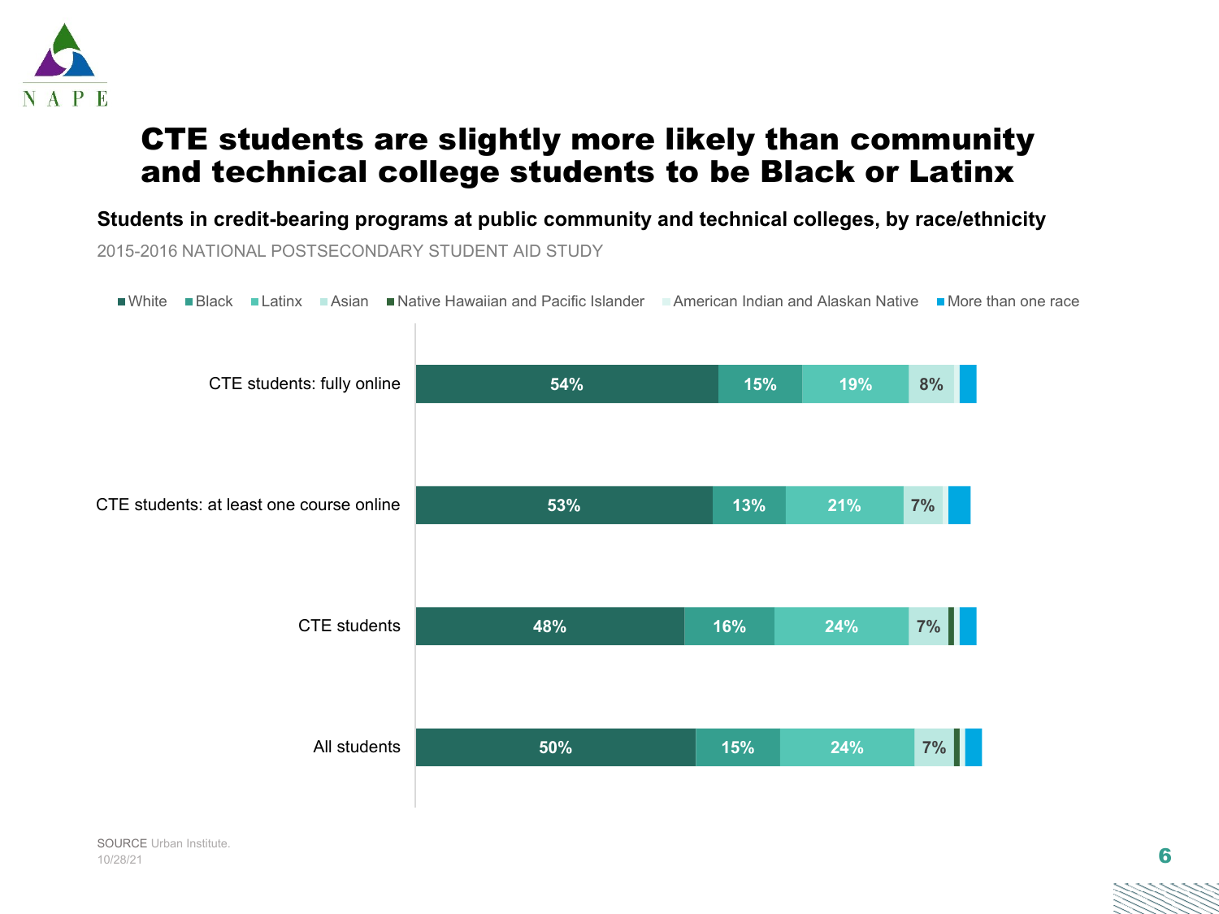# CTE students are slightly more likely than community and technical college students to be Black or Latinx

**Students in credit-bearing programs at public community and technical colleges, by race/ethnicity**

2015-2016 NATIONAL POSTSECONDARY STUDENT AID STUDY

| | White | Black | Latinx | Asian | Native Hawaiian and Pacific Islander | American Indian and Alaskan Native | More than one race |
|---|---|---|---|---|---|---|---|
| CTE students: fully online | 54% | 15% | 19% | 8% | | | |
| CTE students: at least one course online | 53% | 13% | 21% | 7% | | | |
| CTE students | 48% | 16% | 24% | 7% | | | |
| All students | 50% | 15% | 24% | 7% | | | |

SOURCE Urban Institute.

10/28/21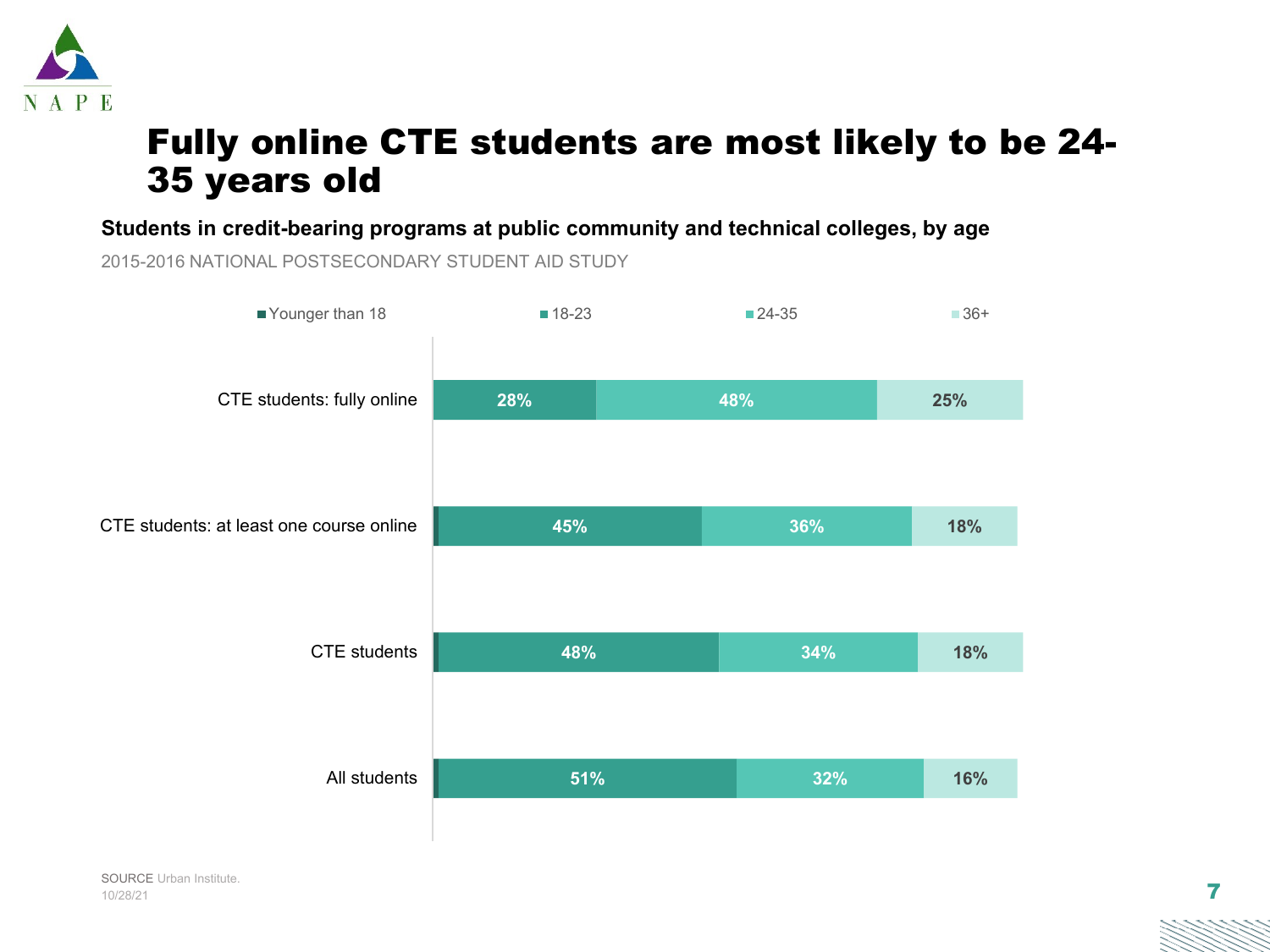# Fully online CTE students are most likely to be 24-35 years old

**Students in credit-bearing programs at public community and technical colleges, by age**

2015-2016 NATIONAL POSTSECONDARY STUDENT AID STUDY

| | Younger than 18 | 18-23 | 24-35 | 36+ |
|---|---|---|---|---|
| CTE students: fully online | | 28% | 48% | 25% |
| CTE students: at least one course online | | 45% | 36% | 18% |
| CTE students | | 48% | 34% | 18% |
| All students | | 51% | 32% | 16% |

SOURCE Urban Institute.
10/28/21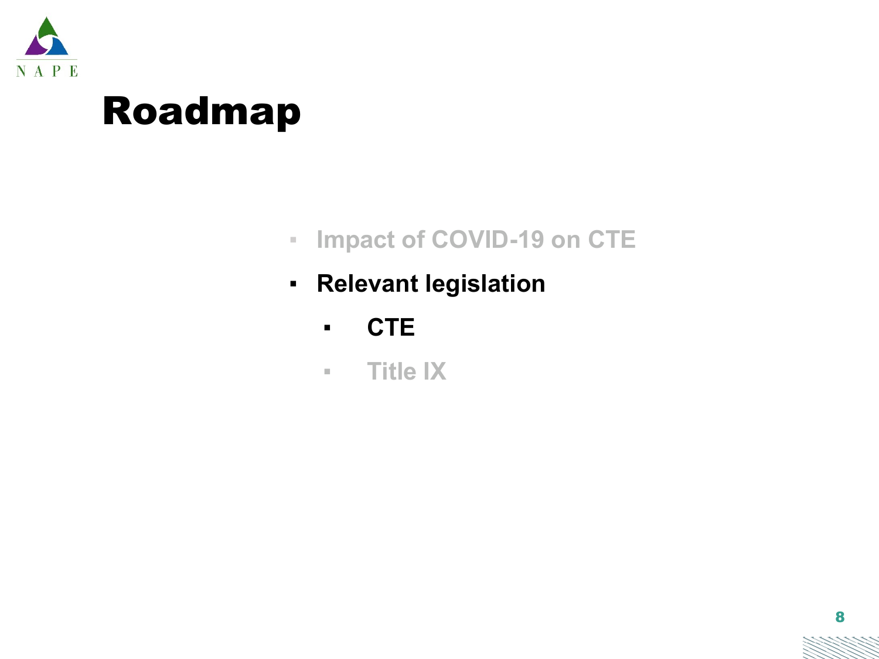# Roadmap

- Impact of COVID-19 on CTE
- **Relevant legislation**
  - **CTE**
  - Title IX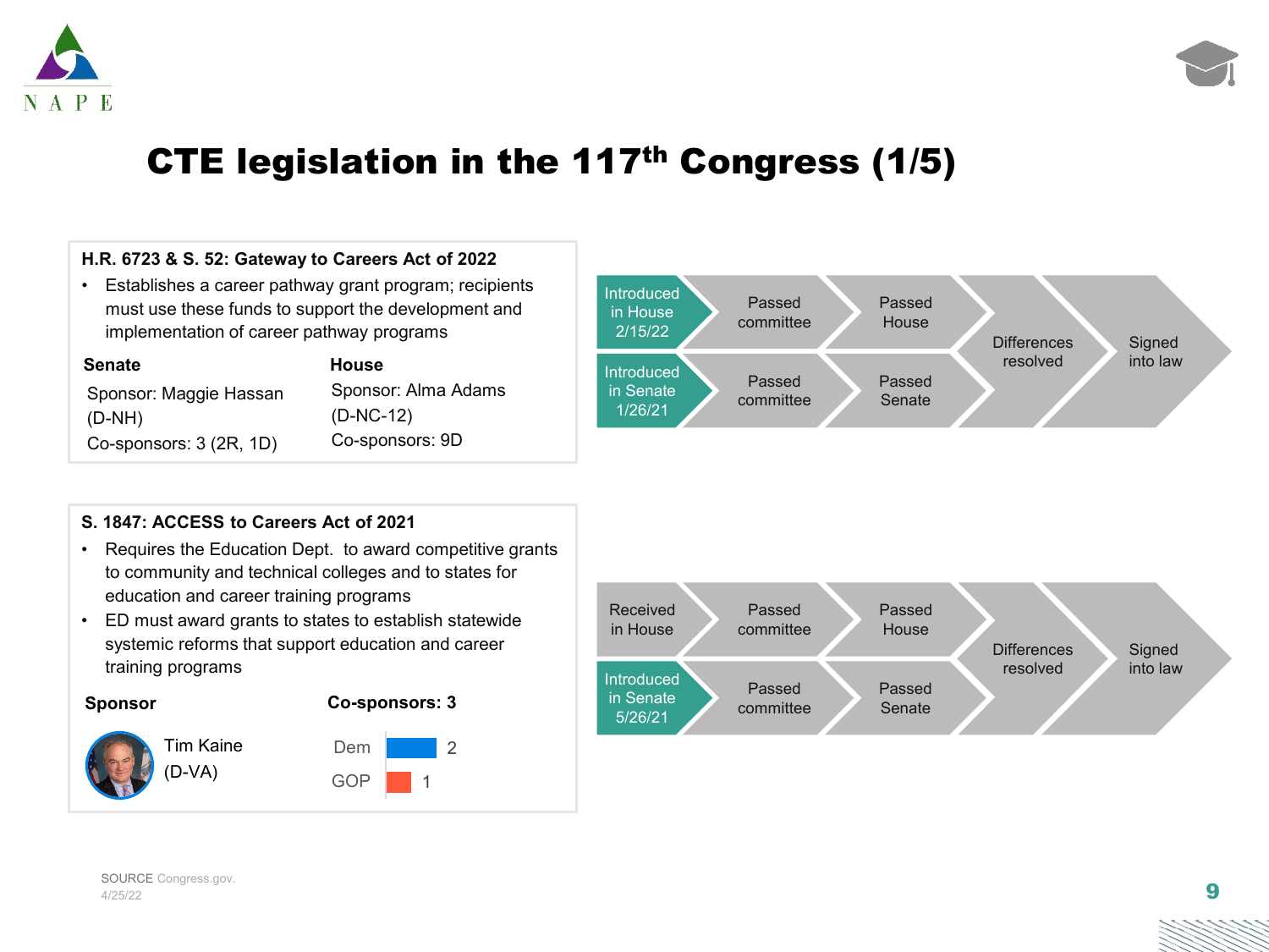# CTE legislation in the 117th Congress (1/5)

### H.R. 6723 & S. 52: Gateway to Careers Act of 2022

- Establishes a career pathway grant program; recipients must use these funds to support the development and implementation of career pathway programs

| Senate | House |
|---|---|
| Sponsor: Maggie Hassan (D-NH) | Sponsor: Alma Adams (D-NC-12) |
| Co-sponsors: 3 (2R, 1D) | Co-sponsors: 9D |

Introduced in House 2/15/22 → Passed committee → Passed House → Differences resolved → Signed into law

Introduced in Senate 1/26/21 → Passed committee → Passed Senate → Differences resolved → Signed into law

### S. 1847: ACCESS to Careers Act of 2021

- Requires the Education Dept. to award competitive grants to community and technical colleges and to states for education and career training programs
- ED must award grants to states to establish statewide systemic reforms that support education and career training programs

**Sponsor**

Tim Kaine (D-VA)

**Co-sponsors: 3**

| Party | Count |
|---|---|
| Dem | 2 |
| GOP | 1 |

Received in House → Passed committee → Passed House → Differences resolved → Signed into law

Introduced in Senate 5/26/21 → Passed committee → Passed Senate → Differences resolved → Signed into law

SOURCE Congress.gov.
4/25/22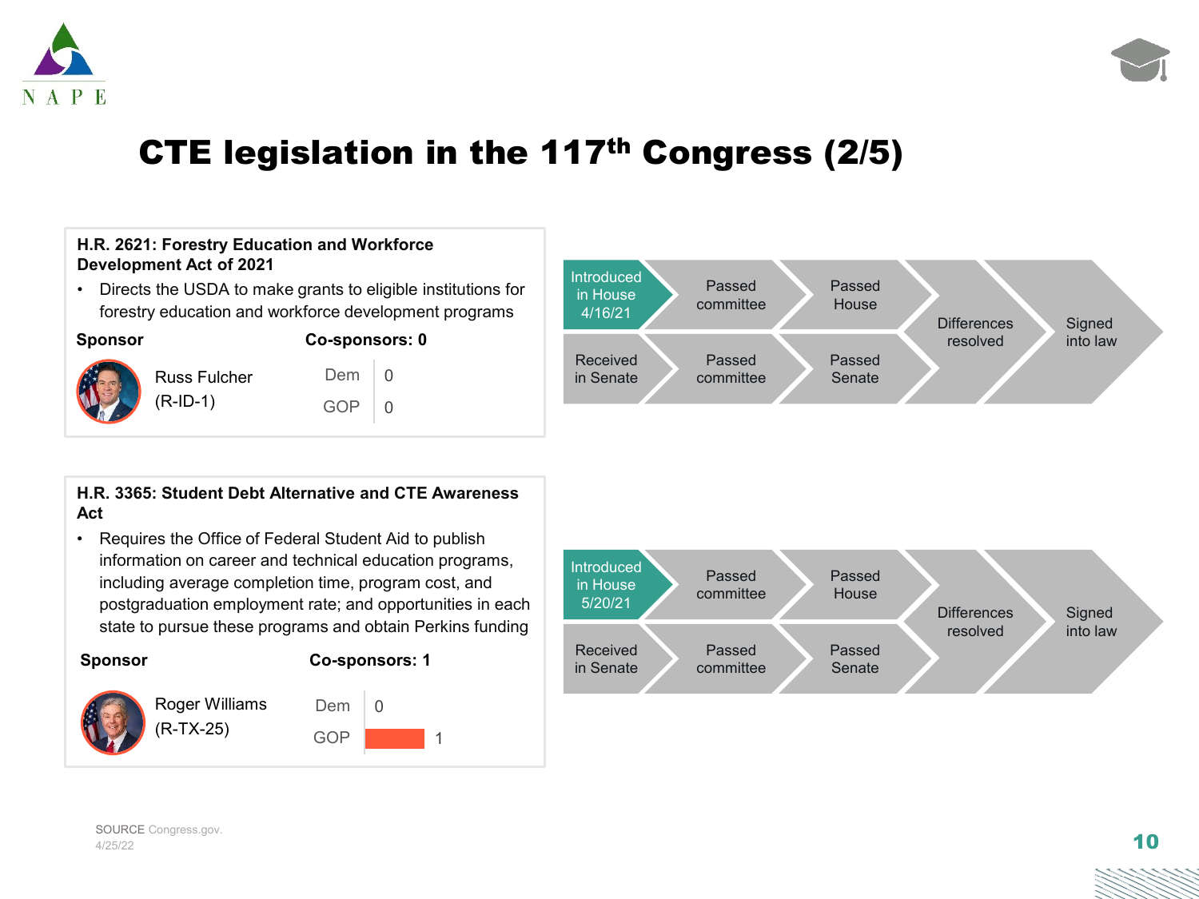# CTE legislation in the 117th Congress (2/5)

## H.R. 2621: Forestry Education and Workforce Development Act of 2021

- Directs the USDA to make grants to eligible institutions for forestry education and workforce development programs

**Sponsor**

Russ Fulcher
(R-ID-1)

**Co-sponsors: 0**

| | |
|---|---|
| Dem | 0 |
| GOP | 0 |

Introduced in House 4/16/21 → Passed committee → Passed House → Received in Senate → Passed committee → Passed Senate → Differences resolved → Signed into law

## H.R. 3365: Student Debt Alternative and CTE Awareness Act

- Requires the Office of Federal Student Aid to publish information on career and technical education programs, including average completion time, program cost, and postgraduation employment rate; and opportunities in each state to pursue these programs and obtain Perkins funding

**Sponsor**

Roger Williams
(R-TX-25)

**Co-sponsors: 1**

| | |
|---|---|
| Dem | 0 |
| GOP | 1 |

Introduced in House 5/20/21 → Passed committee → Passed House → Received in Senate → Passed committee → Passed Senate → Differences resolved → Signed into law

SOURCE Congress.gov.
4/25/22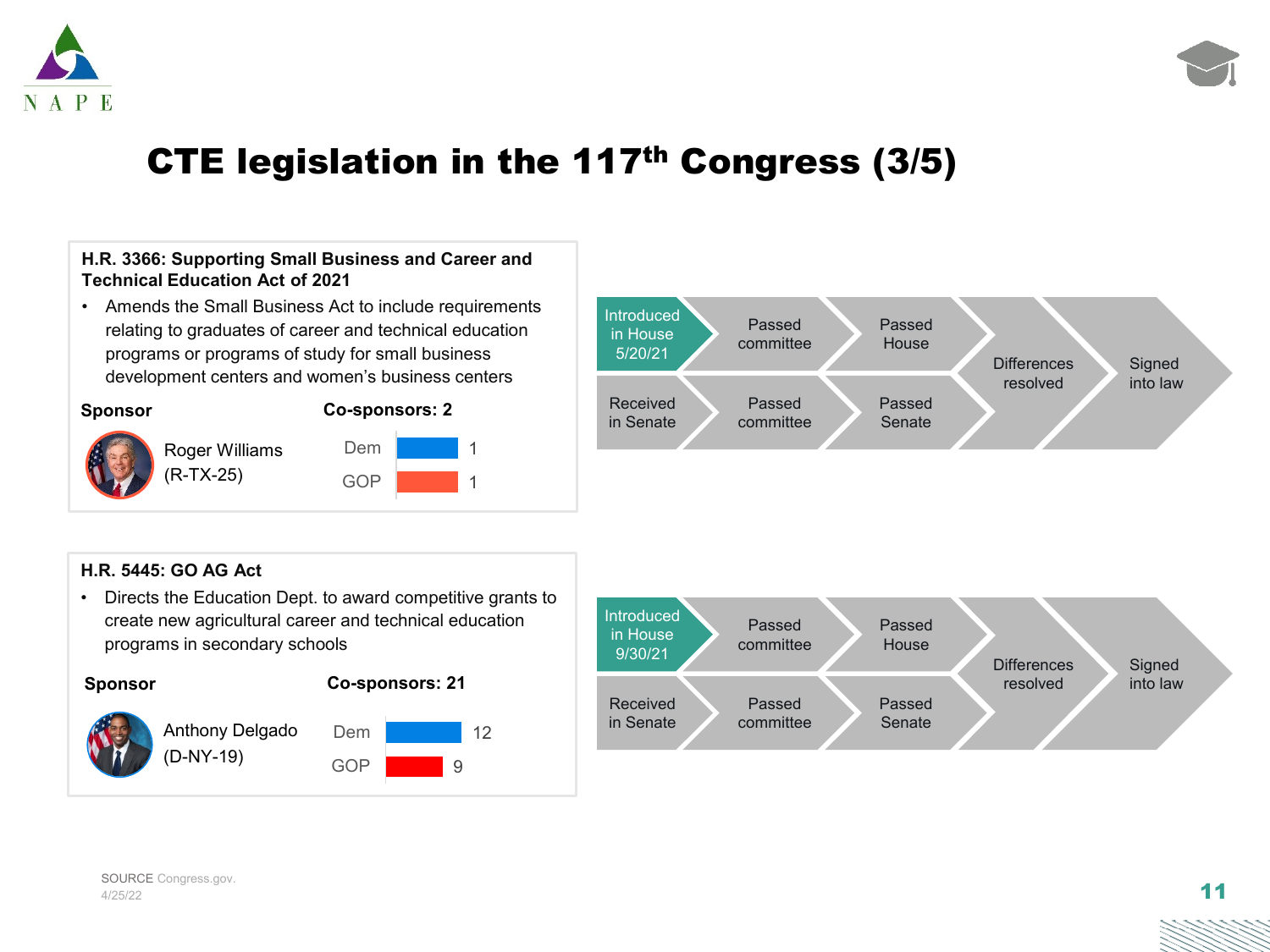# CTE legislation in the 117th Congress (3/5)

## H.R. 3366: Supporting Small Business and Career and Technical Education Act of 2021

- Amends the Small Business Act to include requirements relating to graduates of career and technical education programs or programs of study for small business development centers and women's business centers

**Sponsor**

Roger Williams (R-TX-25)

**Co-sponsors: 2**

| Party | Count |
|---|---|
| Dem | 1 |
| GOP | 1 |

Introduced in House 5/20/21 → Passed committee → Passed House → Received in Senate → Passed committee → Passed Senate → Differences resolved → Signed into law

## H.R. 5445: GO AG Act

- Directs the Education Dept. to award competitive grants to create new agricultural career and technical education programs in secondary schools

**Sponsor**

Anthony Delgado (D-NY-19)

**Co-sponsors: 21**

| Party | Count |
|---|---|
| Dem | 12 |
| GOP | 9 |

Introduced in House 9/30/21 → Passed committee → Passed House → Received in Senate → Passed committee → Passed Senate → Differences resolved → Signed into law

SOURCE Congress.gov.
4/25/22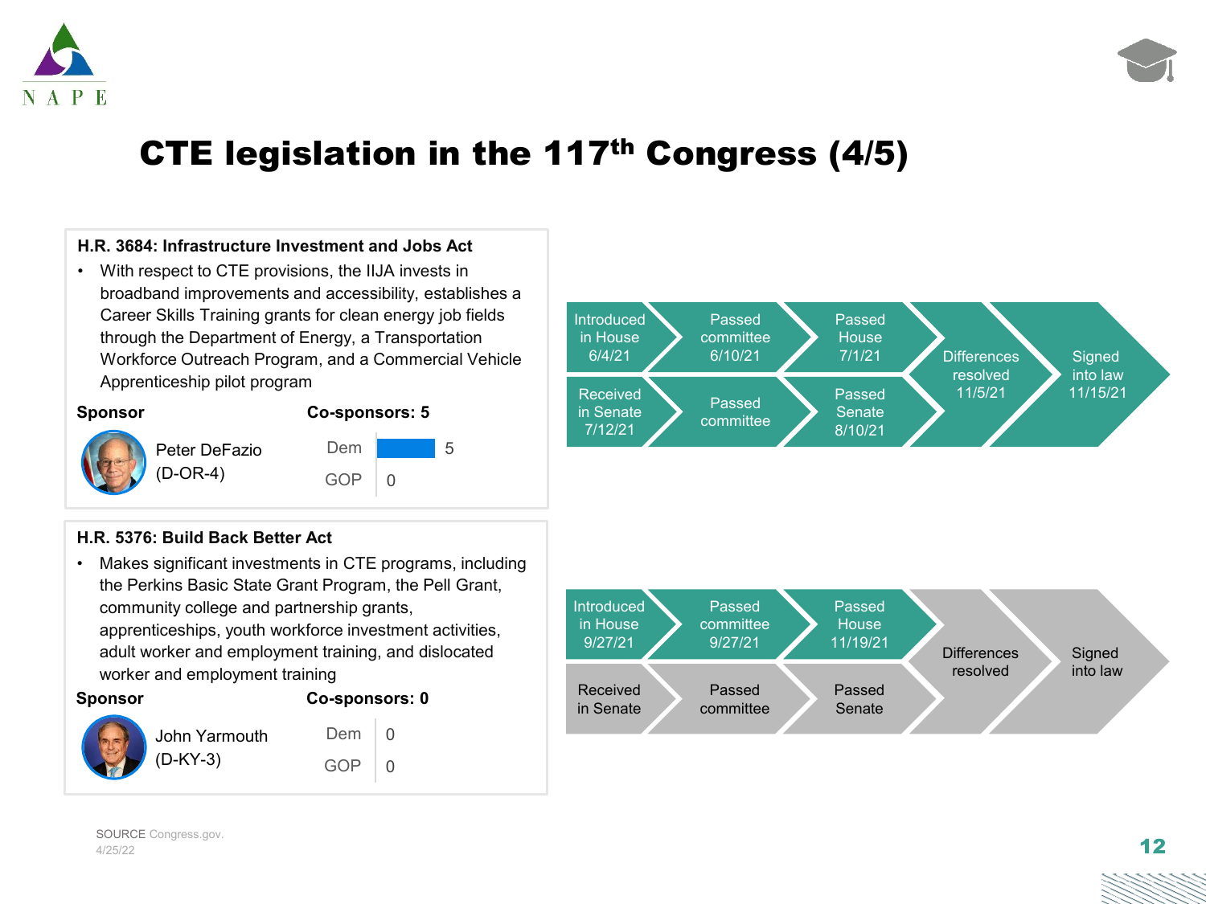# CTE legislation in the 117th Congress (4/5)

### H.R. 3684: Infrastructure Investment and Jobs Act

- With respect to CTE provisions, the IIJA invests in broadband improvements and accessibility, establishes a Career Skills Training grants for clean energy job fields through the Department of Energy, a Transportation Workforce Outreach Program, and a Commercial Vehicle Apprenticeship pilot program

**Sponsor**

Peter DeFazio (D-OR-4)

**Co-sponsors: 5**

| Party | Count |
| --- | --- |
| Dem | 5 |
| GOP | 0 |

| Stage | House | Senate |
| --- | --- | --- |
| Introduced / Received | Introduced in House 6/4/21 | Received in Senate 7/12/21 |
| Passed committee | Passed committee 6/10/21 | Passed committee |
| Passed chamber | Passed House 7/1/21 | Passed Senate 8/10/21 |
| Differences resolved | 11/5/21 | |
| Signed into law | 11/15/21 | |

### H.R. 5376: Build Back Better Act

- Makes significant investments in CTE programs, including the Perkins Basic State Grant Program, the Pell Grant, community college and partnership grants, apprenticeships, youth workforce investment activities, adult worker and employment training, and dislocated worker and employment training

**Sponsor**

John Yarmouth (D-KY-3)

**Co-sponsors: 0**

| Party | Count |
| --- | --- |
| Dem | 0 |
| GOP | 0 |

| Stage | House | Senate |
| --- | --- | --- |
| Introduced / Received | Introduced in House 9/27/21 | Received in Senate |
| Passed committee | Passed committee 9/27/21 | Passed committee |
| Passed chamber | Passed House 11/19/21 | Passed Senate |
| Differences resolved | | |
| Signed into law | | |

SOURCE Congress.gov.
4/25/22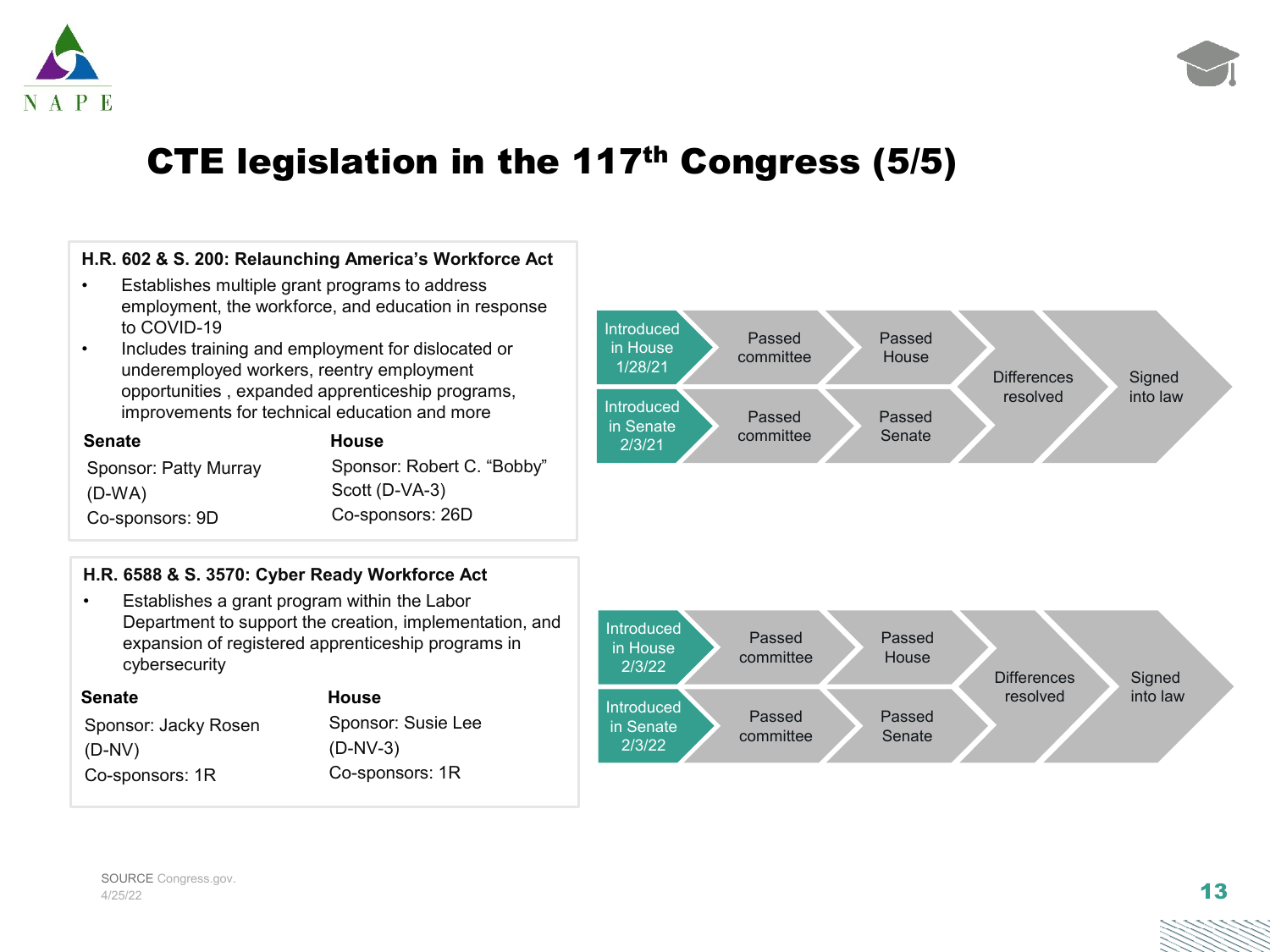# CTE legislation in the 117th Congress (5/5)

**H.R. 602 & S. 200: Relaunching America's Workforce Act**

- Establishes multiple grant programs to address employment, the workforce, and education in response to COVID-19
- Includes training and employment for dislocated or underemployed workers, reentry employment opportunities , expanded apprenticeship programs, improvements for technical education and more

| Senate | House |
|---|---|
| Sponsor: Patty Murray (D-WA) | Sponsor: Robert C. "Bobby" Scott (D-VA-3) |
| Co-sponsors: 9D | Co-sponsors: 26D |

Introduced in House 1/28/21 → Passed committee → Passed House → Differences resolved → Signed into law

Introduced in Senate 2/3/21 → Passed committee → Passed Senate

**H.R. 6588 & S. 3570: Cyber Ready Workforce Act**

- Establishes a grant program within the Labor Department to support the creation, implementation, and expansion of registered apprenticeship programs in cybersecurity

| Senate | House |
|---|---|
| Sponsor: Jacky Rosen (D-NV) | Sponsor: Susie Lee (D-NV-3) |
| Co-sponsors: 1R | Co-sponsors: 1R |

Introduced in House 2/3/22 → Passed committee → Passed House → Differences resolved → Signed into law

Introduced in Senate 2/3/22 → Passed committee → Passed Senate

SOURCE Congress.gov. 4/25/22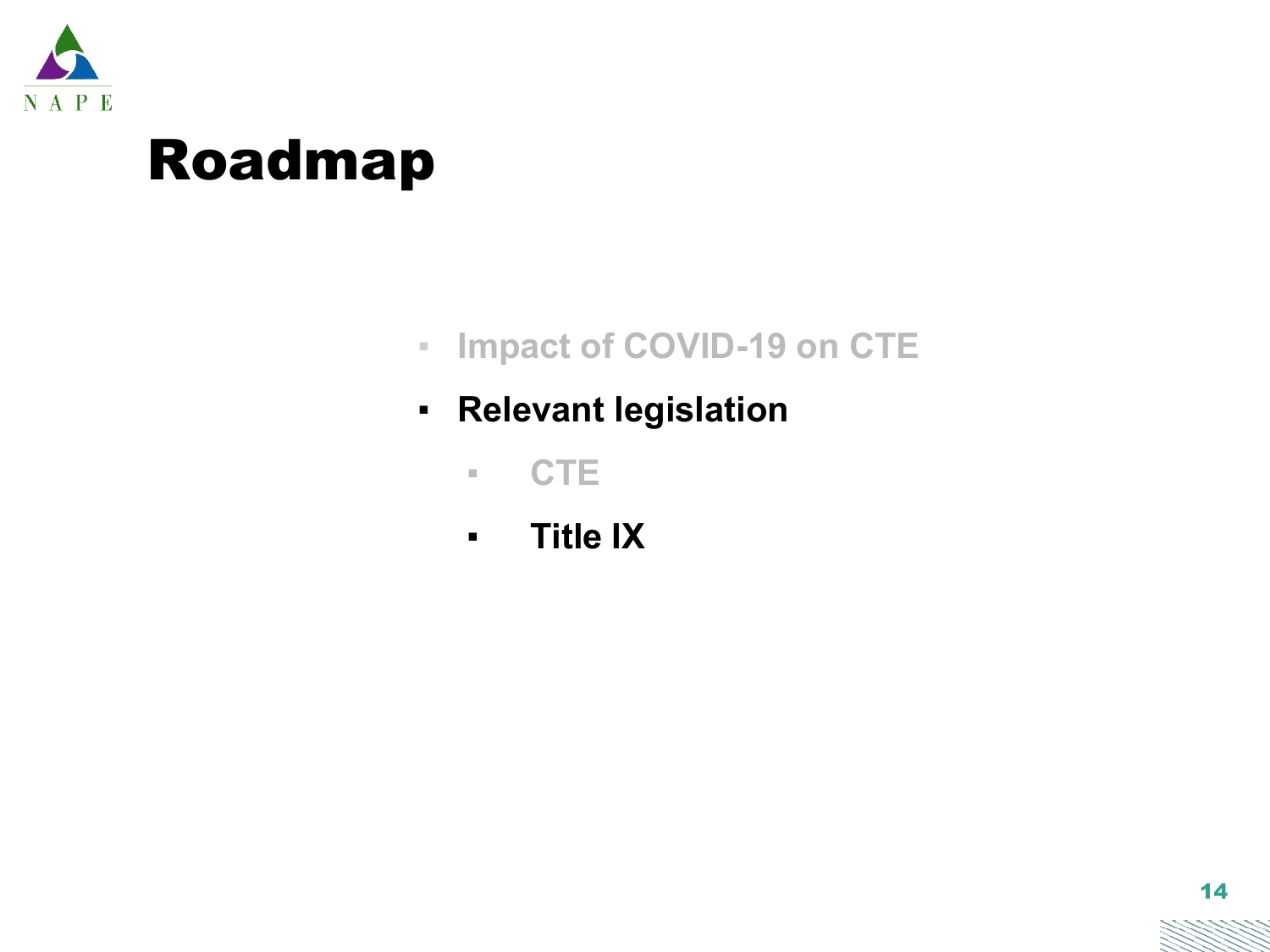# Roadmap

- Impact of COVID-19 on CTE
- **Relevant legislation**
  - CTE
  - **Title IX**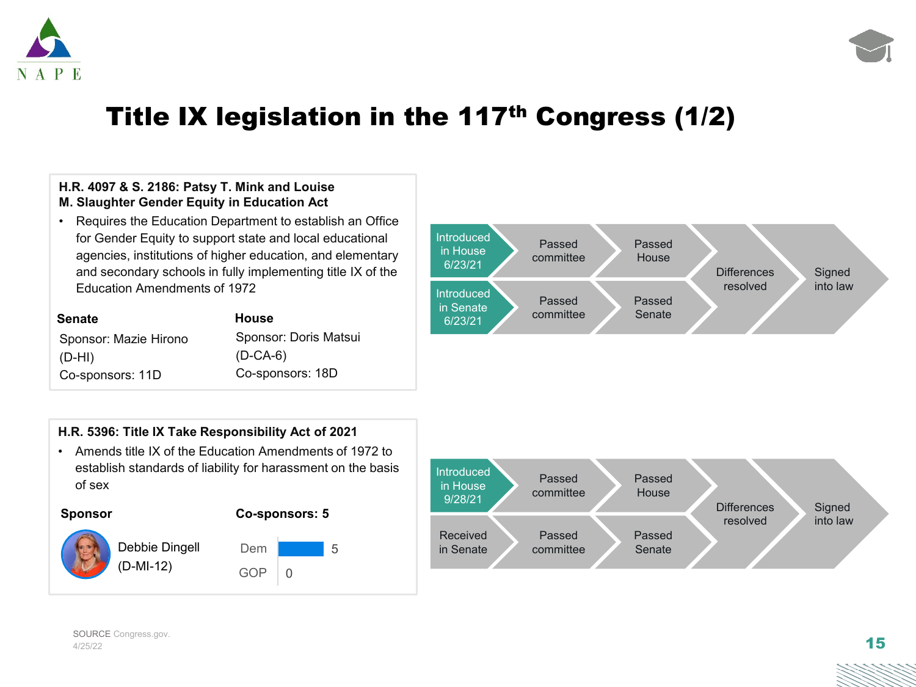# Title IX legislation in the 117th Congress (1/2)

## H.R. 4097 & S. 2186: Patsy T. Mink and Louise M. Slaughter Gender Equity in Education Act

- Requires the Education Department to establish an Office for Gender Equity to support state and local educational agencies, institutions of higher education, and elementary and secondary schools in fully implementing title IX of the Education Amendments of 1972

| Senate | House |
|---|---|
| Sponsor: Mazie Hirono (D-HI) | Sponsor: Doris Matsui (D-CA-6) |
| Co-sponsors: 11D | Co-sponsors: 18D |

Introduced in House 6/23/21 → Passed committee → Passed House → Differences resolved → Signed into law

Introduced in Senate 6/23/21 → Passed committee → Passed Senate → Differences resolved → Signed into law

## H.R. 5396: Title IX Take Responsibility Act of 2021

- Amends title IX of the Education Amendments of 1972 to establish standards of liability for harassment on the basis of sex

**Sponsor**

Debbie Dingell (D-MI-12)

**Co-sponsors: 5**

| Party | Co-sponsors |
|---|---|
| Dem | 5 |
| GOP | 0 |

Introduced in House 9/28/21 → Passed committee → Passed House → Differences resolved → Signed into law

Received in Senate → Passed committee → Passed Senate → Differences resolved → Signed into law

SOURCE Congress.gov. 4/25/22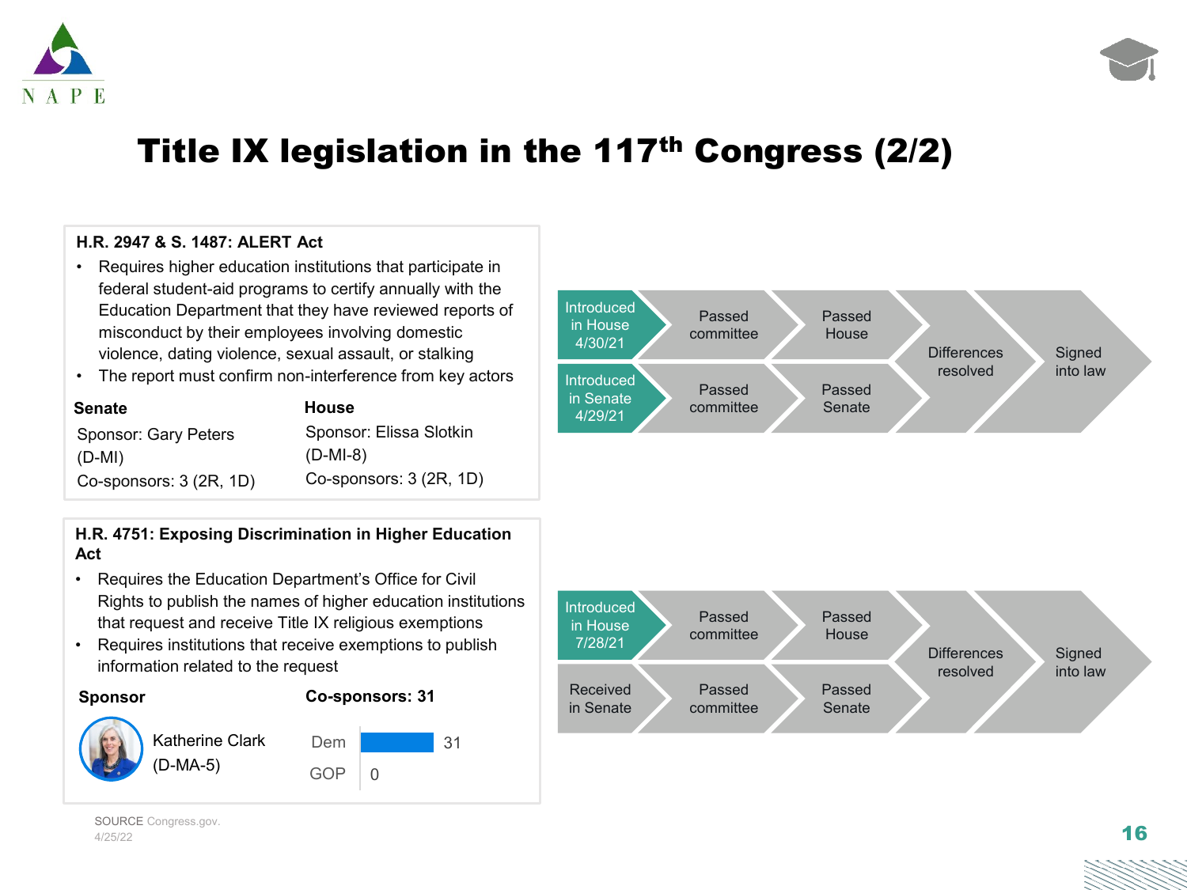# Title IX legislation in the 117th Congress (2/2)

**H.R. 2947 & S. 1487: ALERT Act**

- Requires higher education institutions that participate in federal student-aid programs to certify annually with the Education Department that they have reviewed reports of misconduct by their employees involving domestic violence, dating violence, sexual assault, or stalking
- The report must confirm non-interference from key actors

**Senate**

Sponsor: Gary Peters (D-MI)

Co-sponsors: 3 (2R, 1D)

**House**

Sponsor: Elissa Slotkin (D-MI-8)

Co-sponsors: 3 (2R, 1D)

Introduced in House 4/30/21 → Passed committee → Passed House

Introduced in Senate 4/29/21 → Passed committee → Passed Senate

→ Differences resolved → Signed into law

**H.R. 4751: Exposing Discrimination in Higher Education Act**

- Requires the Education Department's Office for Civil Rights to publish the names of higher education institutions that request and receive Title IX religious exemptions
- Requires institutions that receive exemptions to publish information related to the request

**Sponsor**

Katherine Clark (D-MA-5)

**Co-sponsors: 31**

Dem 31

GOP 0

Introduced in House 7/28/21 → Passed committee → Passed House

Received in Senate → Passed committee → Passed Senate

→ Differences resolved → Signed into law

SOURCE Congress.gov.
4/25/22